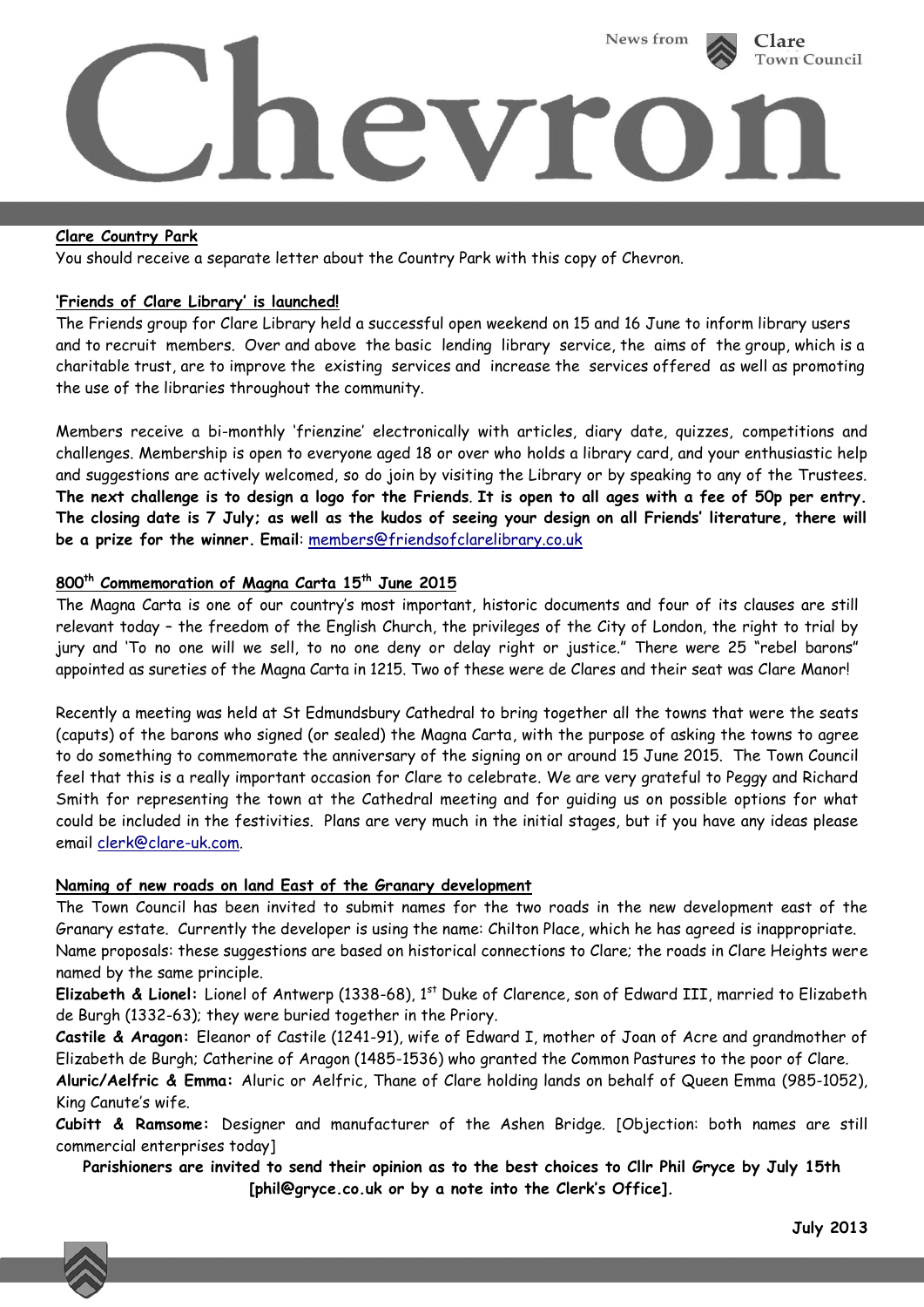# Chevron

News from Clare Town Council

## Clare Country Park

You should receive a separate letter about the Country Park with this copy of Chevron.

## 'Friends of Clare Library' is launched!

The Friends group for Clare Library held a successful open weekend on 15 and 16 June to inform library users and to recruit members. Over and above the basic lending library service, the aims of the group, which is a charitable trust, are to improve the existing services and increase the services offered as well as promoting the use of the libraries throughout the community.

Members receive a bi-monthly 'frienzine' electronically with articles, diary date, quizzes, competitions and challenges. Membership is open to everyone aged 18 or over who holds a library card, and your enthusiastic help and suggestions are actively welcomed, so do join by visiting the Library or by speaking to any of the Trustees. **The next challenge is to design a logo for the Friends. It is open to all ages with a fee of 50p per entry. The closing date is 7 July; as well as the kudos of seeing your design on all Friends' literature, there will be a prize for the winner. Email**: members@friendsofclarelibrary.co.uk

## 800th Commemoration of Magna Carta 15th June 2015

The Magna Carta is one of our country's most important, historic documents and four of its clauses are still relevant today – the freedom of the English Church, the privileges of the City of London, the right to trial by jury and 'To no one will we sell, to no one deny or delay right or justice." There were 25 "rebel barons" appointed as sureties of the Magna Carta in 1215. Two of these were de Clares and their seat was Clare Manor!

Recently a meeting was held at St Edmundsbury Cathedral to bring together all the towns that were the seats (caputs) of the barons who signed (or sealed) the Magna Carta, with the purpose of asking the towns to agree to do something to commemorate the anniversary of the signing on or around 15 June 2015. The Town Council feel that this is a really important occasion for Clare to celebrate. We are very grateful to Peggy and Richard Smith for representing the town at the Cathedral meeting and for guiding us on possible options for what could be included in the festivities. Plans are very much in the initial stages, but if you have any ideas please email clerk@clare-uk.com.

## Naming of new roads on land East of the Granary development

The Town Council has been invited to submit names for the two roads in the new development east of the Granary estate. Currently the developer is using the name: Chilton Place, which he has agreed is inappropriate. Name proposals: these suggestions are based on historical connections to Clare; the roads in Clare Heights were named by the same principle.

**Elizabeth & Lionel:** Lionel of Antwerp (1338-68), 1st Duke of Clarence, son of Edward III, married to Elizabeth de Burgh (1332-63); they were buried together in the Priory.

**Castile & Aragon:** Eleanor of Castile (1241-91), wife of Edward I, mother of Joan of Acre and grandmother of Elizabeth de Burgh; Catherine of Aragon (1485-1536) who granted the Common Pastures to the poor of Clare.

**Aluric/Aelfric & Emma:** Aluric or Aelfric, Thane of Clare holding lands on behalf of Queen Emma (985-1052), King Canute's wife.

**Cubitt & Ramsome:** Designer and manufacturer of the Ashen Bridge. [Objection: both names are still commercial enterprises today]

**Parishioners are invited to send their opinion as to the best choices to Cllr Phil Gryce by July 15th [phil@gryce.co.uk or by a note into the Clerk's Office].**

**July 2013**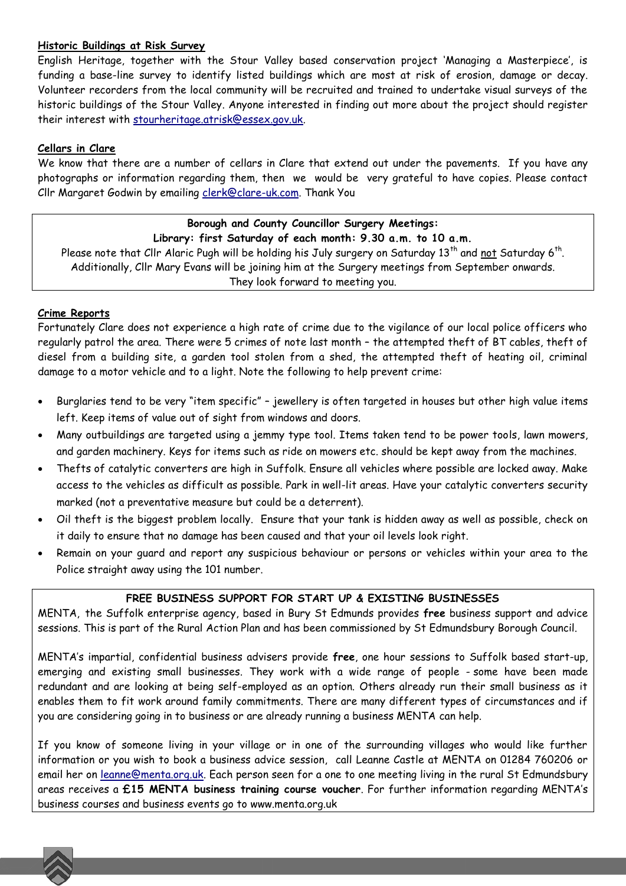### Historic Buildings at Risk Survey

English Heritage, together with the Stour Valley based conservation project 'Managing a Masterpiece', is funding a base-line survey to identify listed buildings which are most at risk of erosion, damage or decay. Volunteer recorders from the local community will be recruited and trained to undertake visual surveys of the historic buildings of the Stour Valley. Anyone interested in finding out more about the project should register their interest with stourheritage.atrisk@essex.gov.uk.

### Cellars in Clare

We know that there are a number of cellars in Clare that extend out under the pavements. If you have any photographs or information regarding them, then we would be very grateful to have copies. Please contact Cllr Margaret Godwin by emailing clerk@clare-uk.com. Thank You

**Borough and County Councillor Surgery Meetings:**
**Library: first Saturday of each month: 9.30 a.m. to 10 a.m.**

Please note that Cllr Alaric Pugh will be holding his July surgery on Saturday 13th and not Saturday 6th. Additionally, Cllr Mary Evans will be joining him at the Surgery meetings from September onwards. They look forward to meeting you.

### Crime Reports

Fortunately Clare does not experience a high rate of crime due to the vigilance of our local police officers who regularly patrol the area. There were 5 crimes of note last month – the attempted theft of BT cables, theft of diesel from a building site, a garden tool stolen from a shed, the attempted theft of heating oil, criminal damage to a motor vehicle and to a light. Note the following to help prevent crime:

- Burglaries tend to be very "item specific" – jewellery is often targeted in houses but other high value items left. Keep items of value out of sight from windows and doors.
- Many outbuildings are targeted using a jemmy type tool. Items taken tend to be power tools, lawn mowers, and garden machinery. Keys for items such as ride on mowers etc. should be kept away from the machines.
- Thefts of catalytic converters are high in Suffolk. Ensure all vehicles where possible are locked away. Make access to the vehicles as difficult as possible. Park in well-lit areas. Have your catalytic converters security marked (not a preventative measure but could be a deterrent).
- Oil theft is the biggest problem locally. Ensure that your tank is hidden away as well as possible, check on it daily to ensure that no damage has been caused and that your oil levels look right.
- Remain on your guard and report any suspicious behaviour or persons or vehicles within your area to the Police straight away using the 101 number.

**FREE BUSINESS SUPPORT FOR START UP & EXISTING BUSINESSES**

MENTA, the Suffolk enterprise agency, based in Bury St Edmunds provides **free** business support and advice sessions. This is part of the Rural Action Plan and has been commissioned by St Edmundsbury Borough Council.

MENTA's impartial, confidential business advisers provide **free**, one hour sessions to Suffolk based start-up, emerging and existing small businesses. They work with a wide range of people - some have been made redundant and are looking at being self-employed as an option. Others already run their small business as it enables them to fit work around family commitments. There are many different types of circumstances and if you are considering going in to business or are already running a business MENTA can help.

If you know of someone living in your village or in one of the surrounding villages who would like further information or you wish to book a business advice session, call Leanne Castle at MENTA on 01284 760206 or email her on leanne@menta.org.uk. Each person seen for a one to one meeting living in the rural St Edmundsbury areas receives a **£15 MENTA business training course voucher**. For further information regarding MENTA's business courses and business events go to www.menta.org.uk